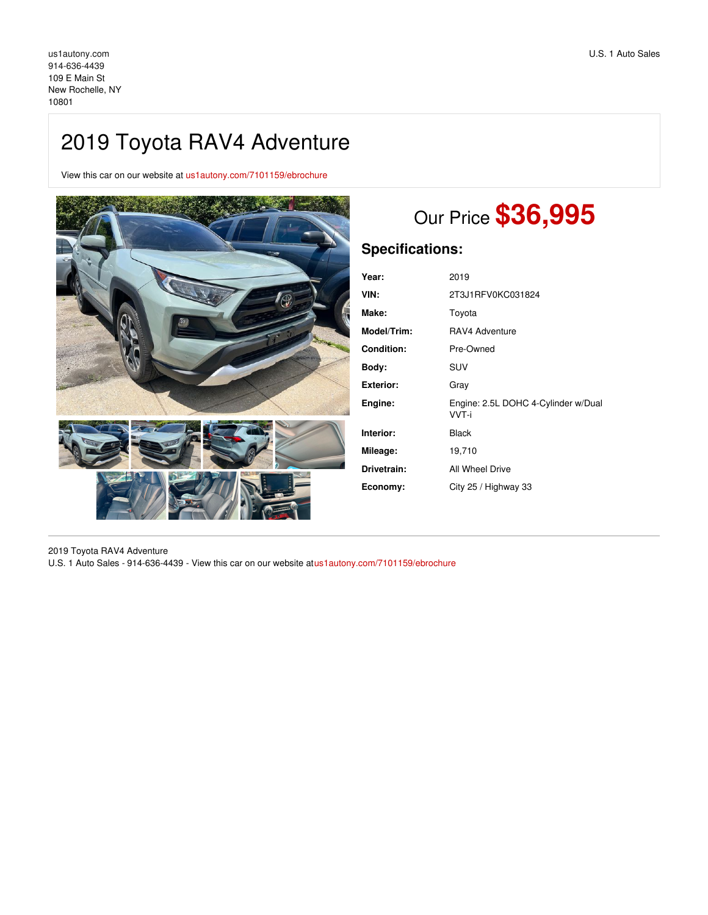us1autony.com
914-636-4439
109 E Main St
New Rochelle, NY
10801

U.S. 1 Auto Sales

# 2019 Toyota RAV4 Adventure

View this car on our website at us1autony.com/7101159/ebrochure

## Our Price **$36,995**

## Specifications:

| | |
|---|---|
| **Year:** | 2019 |
| **VIN:** | 2T3J1RFV0KC031824 |
| **Make:** | Toyota |
| **Model/Trim:** | RAV4 Adventure |
| **Condition:** | Pre-Owned |
| **Body:** | SUV |
| **Exterior:** | Gray |
| **Engine:** | Engine: 2.5L DOHC 4-Cylinder w/Dual VVT-i |
| **Interior:** | Black |
| **Mileage:** | 19,710 |
| **Drivetrain:** | All Wheel Drive |
| **Economy:** | City 25 / Highway 33 |

2019 Toyota RAV4 Adventure
U.S. 1 Auto Sales - 914-636-4439 - View this car on our website at us1autony.com/7101159/ebrochure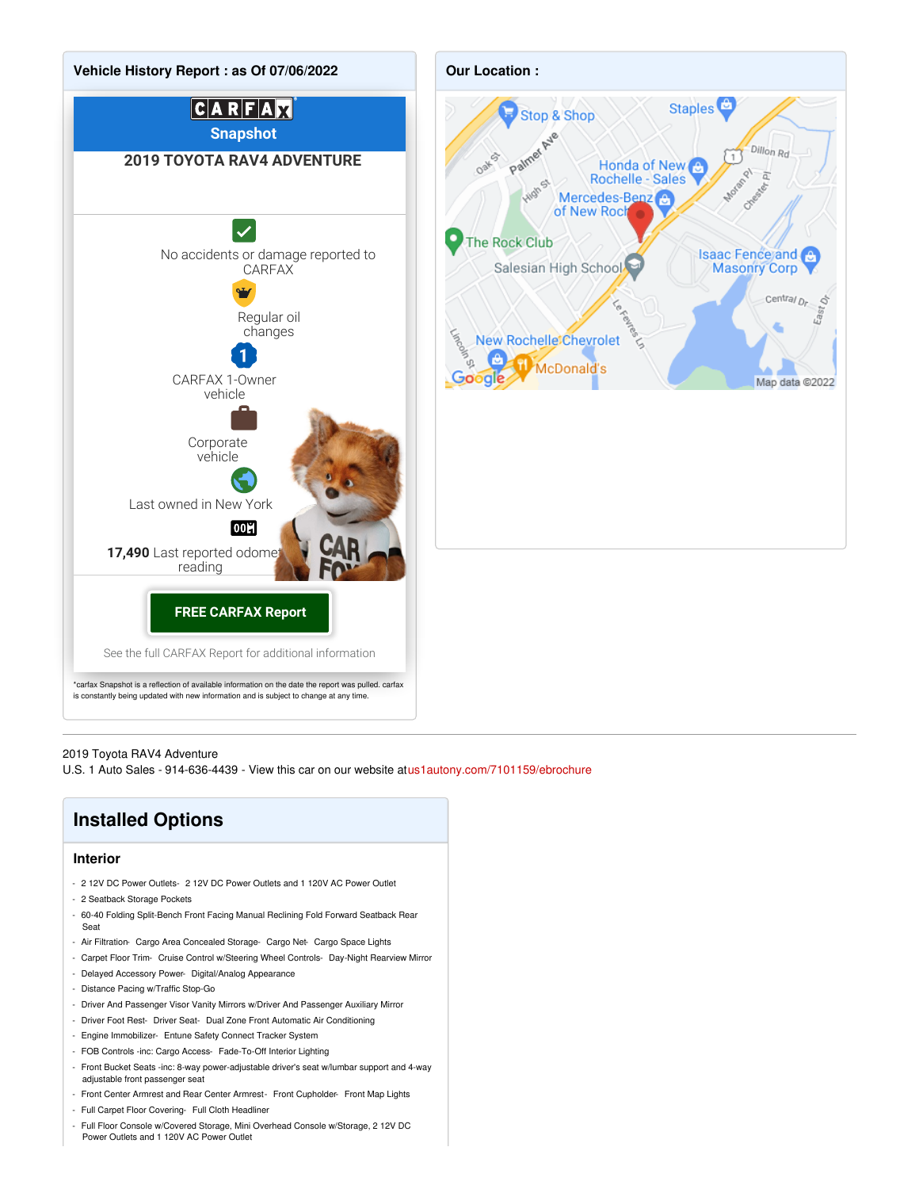## Vehicle History Report : as Of 07/06/2022

CARFAX Snapshot

**2019 TOYOTA RAV4 ADVENTURE**

No accidents or damage reported to CARFAX

Regular oil changes

CARFAX 1-Owner vehicle

Corporate vehicle

Last owned in New York

**17,490** Last reported odometer reading

**FREE CARFAX Report**

See the full CARFAX Report for additional information

*carfax Snapshot is a reflection of available information on the date the report was pulled. carfax is constantly being updated with new information and is subject to change at any time.

## Our Location :

---

2019 Toyota RAV4 Adventure
U.S. 1 Auto Sales - 914-636-4439 - View this car on our website at us1autony.com/7101159/ebrochure

## Installed Options

### Interior

- 2 12V DC Power Outlets- 2 12V DC Power Outlets and 1 120V AC Power Outlet
- 2 Seatback Storage Pockets
- 60-40 Folding Split-Bench Front Facing Manual Reclining Fold Forward Seatback Rear Seat
- Air Filtration- Cargo Area Concealed Storage- Cargo Net- Cargo Space Lights
- Carpet Floor Trim- Cruise Control w/Steering Wheel Controls- Day-Night Rearview Mirror
- Delayed Accessory Power- Digital/Analog Appearance
- Distance Pacing w/Traffic Stop-Go
- Driver And Passenger Visor Vanity Mirrors w/Driver And Passenger Auxiliary Mirror
- Driver Foot Rest- Driver Seat- Dual Zone Front Automatic Air Conditioning
- Engine Immobilizer- Entune Safety Connect Tracker System
- FOB Controls -inc: Cargo Access- Fade-To-Off Interior Lighting
- Front Bucket Seats -inc: 8-way power-adjustable driver's seat w/lumbar support and 4-way adjustable front passenger seat
- Front Center Armrest and Rear Center Armrest- Front Cupholder- Front Map Lights
- Full Carpet Floor Covering- Full Cloth Headliner
- Full Floor Console w/Covered Storage, Mini Overhead Console w/Storage, 2 12V DC Power Outlets and 1 120V AC Power Outlet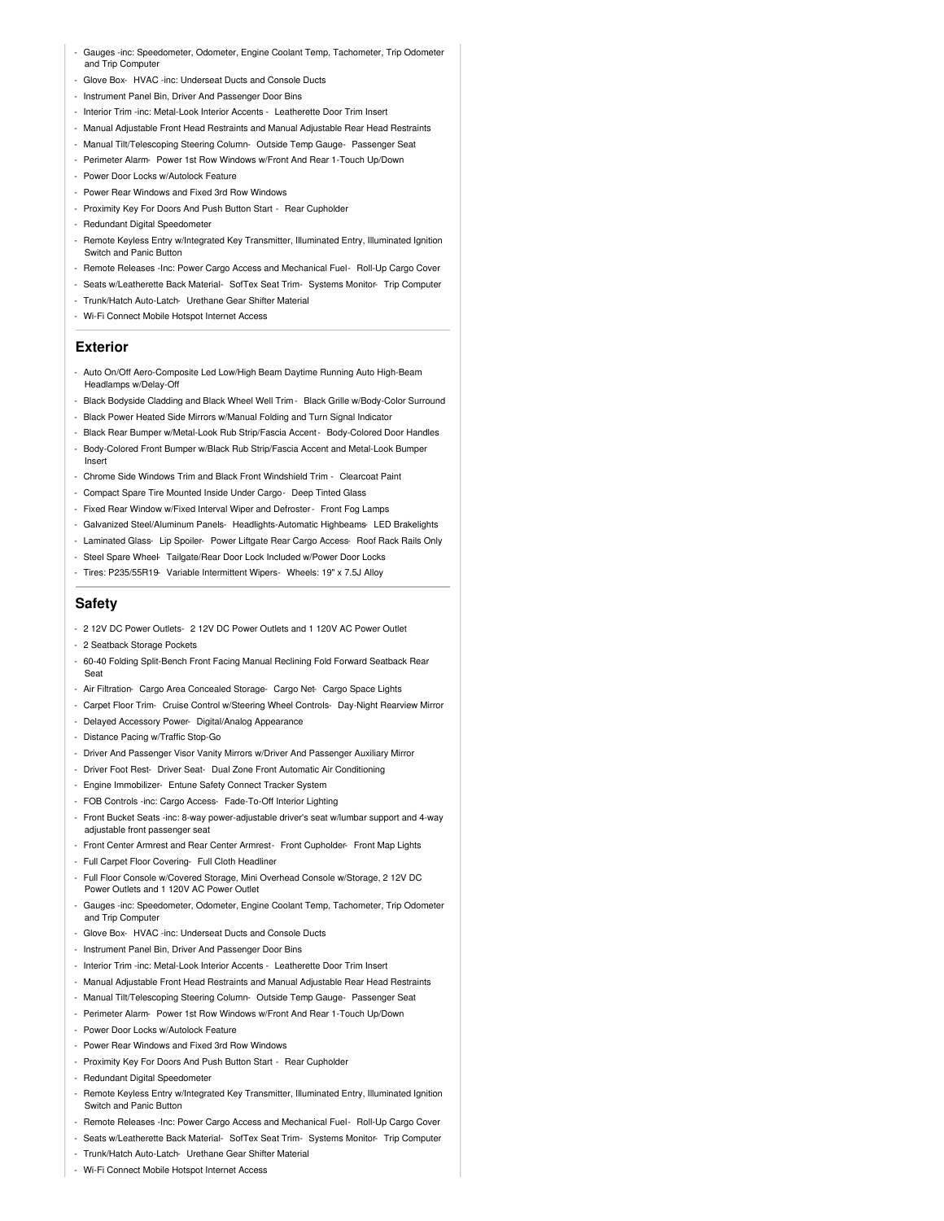- Gauges -inc: Speedometer, Odometer, Engine Coolant Temp, Tachometer, Trip Odometer and Trip Computer
- Glove Box- HVAC -inc: Underseat Ducts and Console Ducts
- Instrument Panel Bin, Driver And Passenger Door Bins
- Interior Trim -inc: Metal-Look Interior Accents - Leatherette Door Trim Insert
- Manual Adjustable Front Head Restraints and Manual Adjustable Rear Head Restraints
- Manual Tilt/Telescoping Steering Column- Outside Temp Gauge- Passenger Seat
- Perimeter Alarm- Power 1st Row Windows w/Front And Rear 1-Touch Up/Down
- Power Door Locks w/Autolock Feature
- Power Rear Windows and Fixed 3rd Row Windows
- Proximity Key For Doors And Push Button Start - Rear Cupholder
- Redundant Digital Speedometer
- Remote Keyless Entry w/Integrated Key Transmitter, Illuminated Entry, Illuminated Ignition Switch and Panic Button
- Remote Releases -Inc: Power Cargo Access and Mechanical Fuel - Roll-Up Cargo Cover
- Seats w/Leatherette Back Material- SofTex Seat Trim- Systems Monitor- Trip Computer
- Trunk/Hatch Auto-Latch- Urethane Gear Shifter Material
- Wi-Fi Connect Mobile Hotspot Internet Access

## Exterior

- Auto On/Off Aero-Composite Led Low/High Beam Daytime Running Auto High-Beam Headlamps w/Delay-Off
- Black Bodyside Cladding and Black Wheel Well Trim - Black Grille w/Body-Color Surround
- Black Power Heated Side Mirrors w/Manual Folding and Turn Signal Indicator
- Black Rear Bumper w/Metal-Look Rub Strip/Fascia Accent - Body-Colored Door Handles
- Body-Colored Front Bumper w/Black Rub Strip/Fascia Accent and Metal-Look Bumper Insert
- Chrome Side Windows Trim and Black Front Windshield Trim - Clearcoat Paint
- Compact Spare Tire Mounted Inside Under Cargo - Deep Tinted Glass
- Fixed Rear Window w/Fixed Interval Wiper and Defroster - Front Fog Lamps
- Galvanized Steel/Aluminum Panels- Headlights-Automatic Highbeams- LED Brakelights
- Laminated Glass- Lip Spoiler- Power Liftgate Rear Cargo Access- Roof Rack Rails Only
- Steel Spare Wheel- Tailgate/Rear Door Lock Included w/Power Door Locks
- Tires: P235/55R19- Variable Intermittent Wipers- Wheels: 19" x 7.5J Alloy

## Safety

- 2 12V DC Power Outlets- 2 12V DC Power Outlets and 1 120V AC Power Outlet
- 2 Seatback Storage Pockets
- 60-40 Folding Split-Bench Front Facing Manual Reclining Fold Forward Seatback Rear Seat
- Air Filtration- Cargo Area Concealed Storage- Cargo Net- Cargo Space Lights
- Carpet Floor Trim- Cruise Control w/Steering Wheel Controls- Day-Night Rearview Mirror
- Delayed Accessory Power- Digital/Analog Appearance
- Distance Pacing w/Traffic Stop-Go
- Driver And Passenger Visor Vanity Mirrors w/Driver And Passenger Auxiliary Mirror
- Driver Foot Rest- Driver Seat- Dual Zone Front Automatic Air Conditioning
- Engine Immobilizer- Entune Safety Connect Tracker System
- FOB Controls -inc: Cargo Access- Fade-To-Off Interior Lighting
- Front Bucket Seats -inc: 8-way power-adjustable driver's seat w/lumbar support and 4-way adjustable front passenger seat
- Front Center Armrest and Rear Center Armrest- Front Cupholder- Front Map Lights
- Full Carpet Floor Covering- Full Cloth Headliner
- Full Floor Console w/Covered Storage, Mini Overhead Console w/Storage, 2 12V DC Power Outlets and 1 120V AC Power Outlet
- Gauges -inc: Speedometer, Odometer, Engine Coolant Temp, Tachometer, Trip Odometer and Trip Computer
- Glove Box- HVAC -inc: Underseat Ducts and Console Ducts
- Instrument Panel Bin, Driver And Passenger Door Bins
- Interior Trim -inc: Metal-Look Interior Accents - Leatherette Door Trim Insert
- Manual Adjustable Front Head Restraints and Manual Adjustable Rear Head Restraints
- Manual Tilt/Telescoping Steering Column- Outside Temp Gauge- Passenger Seat
- Perimeter Alarm- Power 1st Row Windows w/Front And Rear 1-Touch Up/Down
- Power Door Locks w/Autolock Feature
- Power Rear Windows and Fixed 3rd Row Windows
- Proximity Key For Doors And Push Button Start - Rear Cupholder
- Redundant Digital Speedometer
- Remote Keyless Entry w/Integrated Key Transmitter, Illuminated Entry, Illuminated Ignition Switch and Panic Button
- Remote Releases -Inc: Power Cargo Access and Mechanical Fuel - Roll-Up Cargo Cover
- Seats w/Leatherette Back Material- SofTex Seat Trim- Systems Monitor- Trip Computer
- Trunk/Hatch Auto-Latch- Urethane Gear Shifter Material
- Wi-Fi Connect Mobile Hotspot Internet Access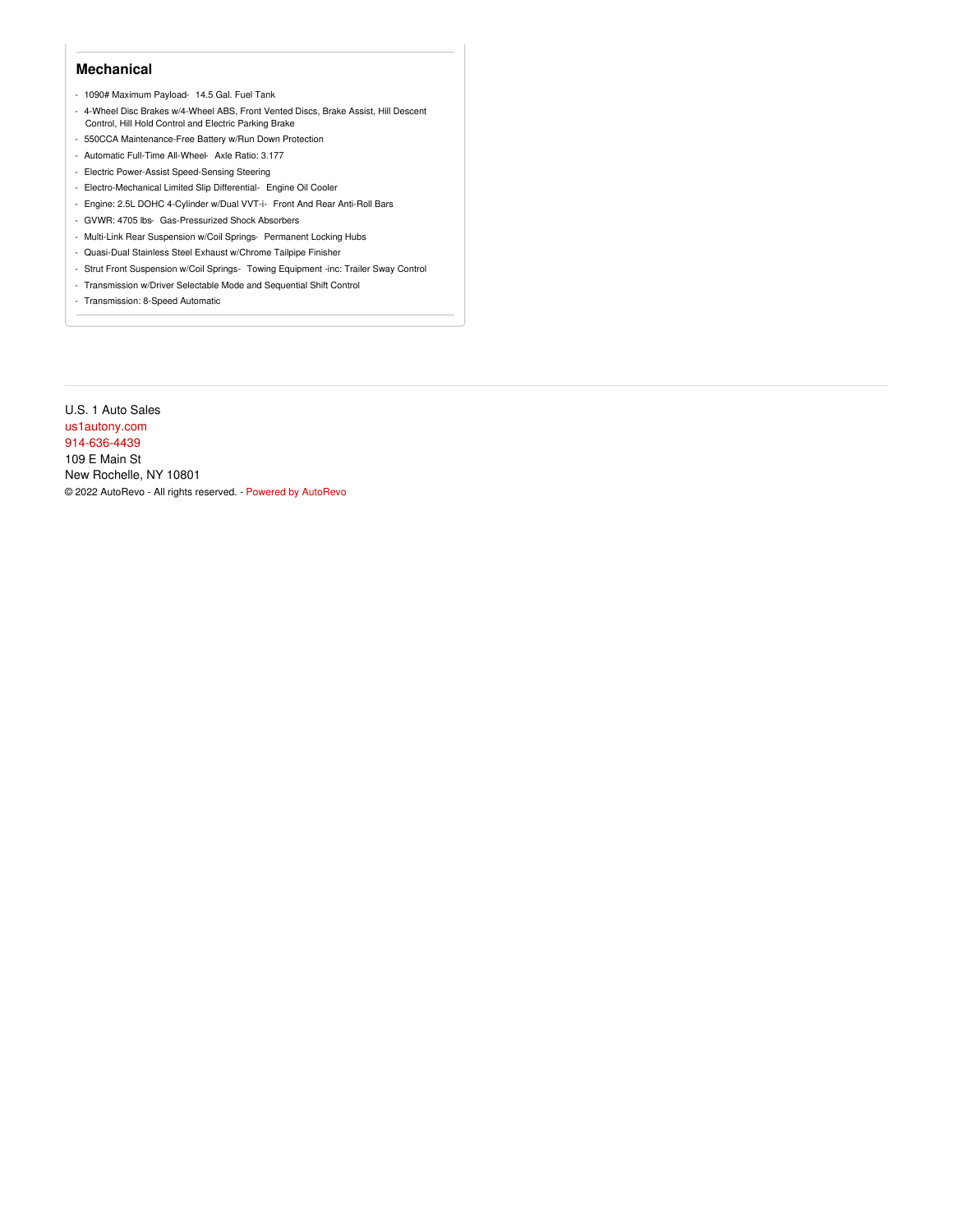## Mechanical

- 1090# Maximum Payload- 14.5 Gal. Fuel Tank
- 4-Wheel Disc Brakes w/4-Wheel ABS, Front Vented Discs, Brake Assist, Hill Descent Control, Hill Hold Control and Electric Parking Brake
- 550CCA Maintenance-Free Battery w/Run Down Protection
- Automatic Full-Time All-Wheel- Axle Ratio: 3.177
- Electric Power-Assist Speed-Sensing Steering
- Electro-Mechanical Limited Slip Differential- Engine Oil Cooler
- Engine: 2.5L DOHC 4-Cylinder w/Dual VVT-i- Front And Rear Anti-Roll Bars
- GVWR: 4705 lbs- Gas-Pressurized Shock Absorbers
- Multi-Link Rear Suspension w/Coil Springs- Permanent Locking Hubs
- Quasi-Dual Stainless Steel Exhaust w/Chrome Tailpipe Finisher
- Strut Front Suspension w/Coil Springs- Towing Equipment -inc: Trailer Sway Control
- Transmission w/Driver Selectable Mode and Sequential Shift Control
- Transmission: 8-Speed Automatic

U.S. 1 Auto Sales
us1autony.com
914-636-4439
109 E Main St
New Rochelle, NY 10801
© 2022 AutoRevo - All rights reserved. - Powered by AutoRevo